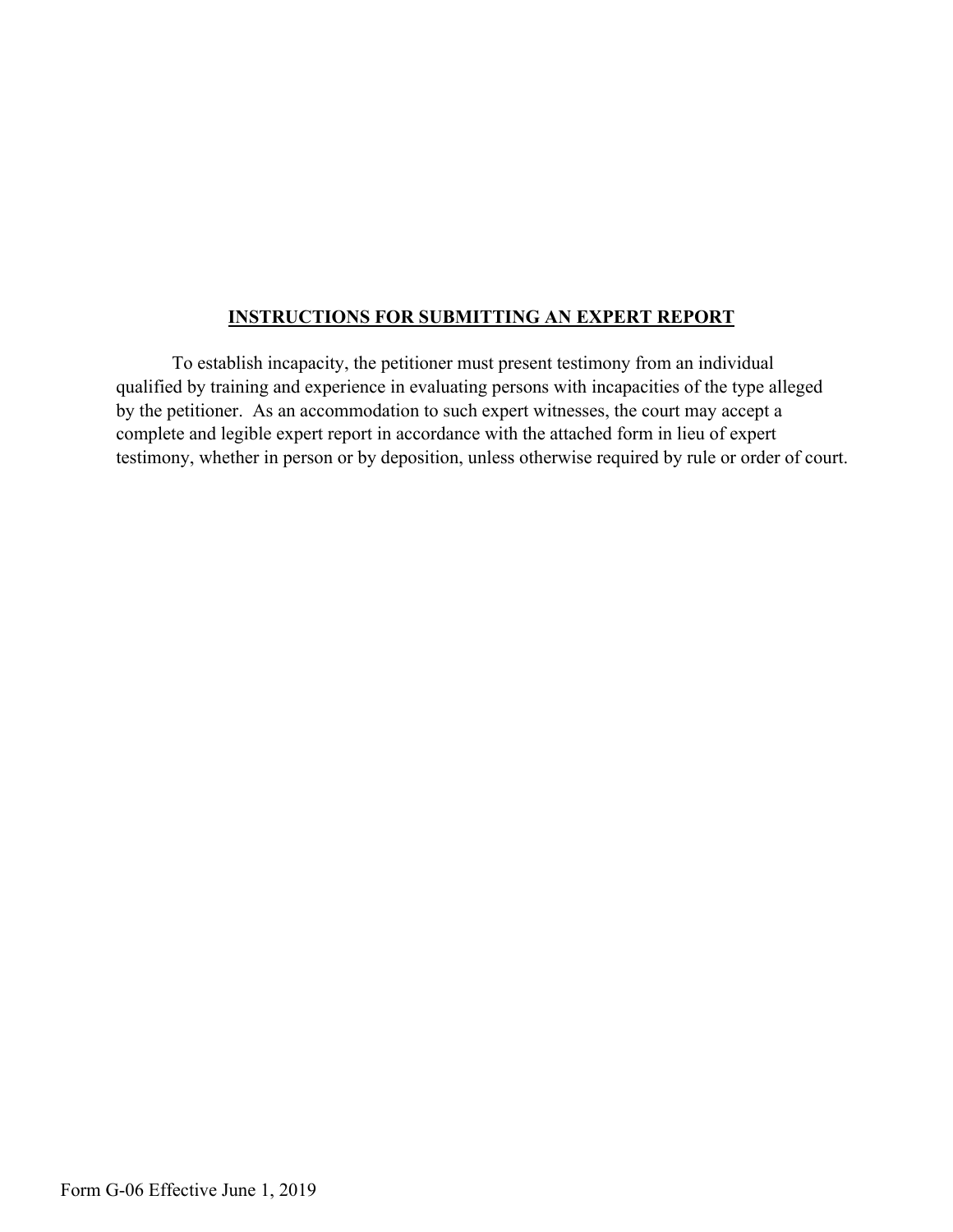## INSTRUCTIONS FOR SUBMITTING AN EXPERT REPORT

To establish incapacity, the petitioner must present testimony from an individual qualified by training and experience in evaluating persons with incapacities of the type alleged by the petitioner. As an accommodation to such expert witnesses, the court may accept a complete and legible expert report in accordance with the attached form in lieu of expert testimony, whether in person or by deposition, unless otherwise required by rule or order of court.

Form G-06 Effective June 1, 2019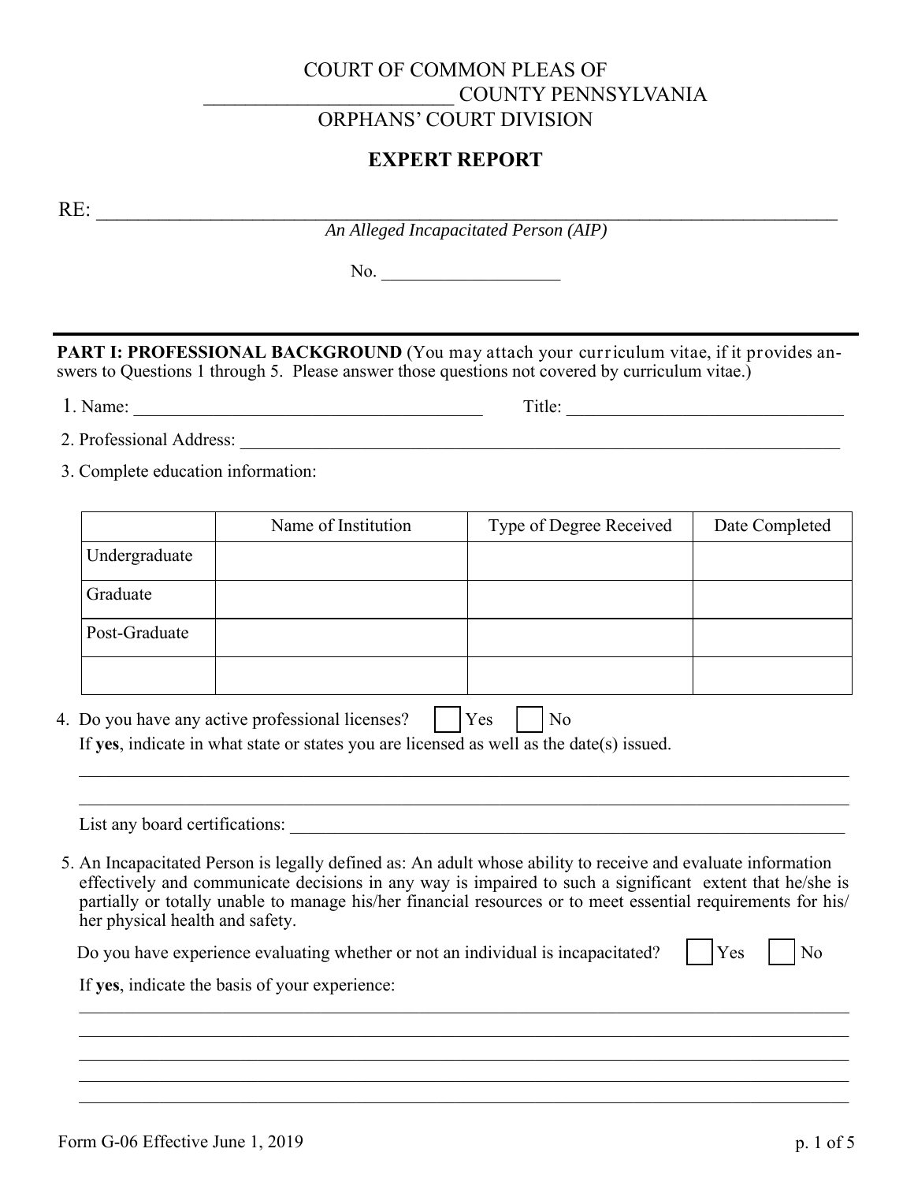COURT OF COMMON PLEAS OF
________________________ COUNTY PENNSYLVANIA
ORPHANS' COURT DIVISION

# EXPERT REPORT

RE: ______________________________________________________________________
*An Alleged Incapacitated Person (AIP)*

No. ___________________

---

**PART I: PROFESSIONAL BACKGROUND** (You may attach your curriculum vitae, if it provides answers to Questions 1 through 5. Please answer those questions not covered by curriculum vitae.)

1. Name: ________________________________________ Title: ______________________________

2. Professional Address: ______________________________________________________________________

3. Complete education information:

| | Name of Institution | Type of Degree Received | Date Completed |
|---|---|---|---|
| Undergraduate | | | |
| Graduate | | | |
| Post-Graduate | | | |
| | | | |

4. Do you have any active professional licenses? ☐ Yes ☐ No
   If **yes**, indicate in what state or states you are licensed as well as the date(s) issued.
   ______________________________________________________________________________________
   ______________________________________________________________________________________
   List any board certifications: ______________________________________________________________

5. An Incapacitated Person is legally defined as: An adult whose ability to receive and evaluate information effectively and communicate decisions in any way is impaired to such a significant extent that he/she is partially or totally unable to manage his/her financial resources or to meet essential requirements for his/her physical health and safety.

   Do you have experience evaluating whether or not an individual is incapacitated? ☐ Yes ☐ No

   If **yes**, indicate the basis of your experience:
   ______________________________________________________________________________________
   ______________________________________________________________________________________
   ______________________________________________________________________________________
   ______________________________________________________________________________________
   ______________________________________________________________________________________

Form G-06 Effective June 1, 2019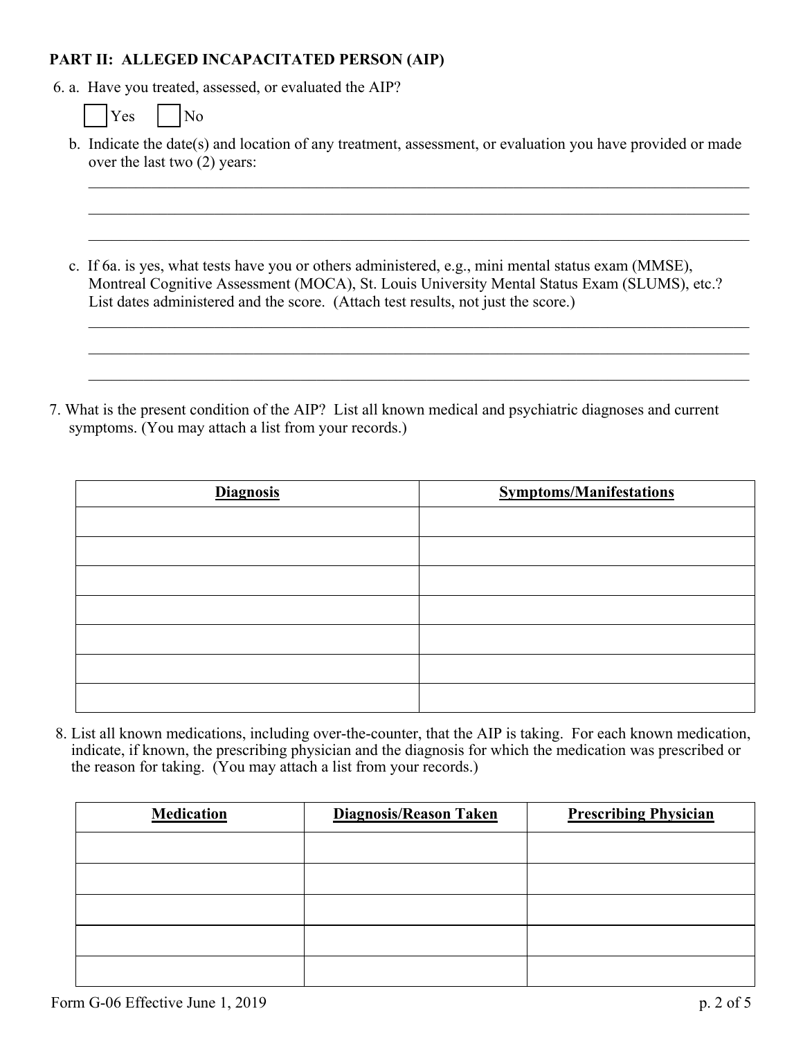**PART II: ALLEGED INCAPACITATED PERSON (AIP)**

6. a. Have you treated, assessed, or evaluated the AIP?

   ☐ Yes ☐ No

   b. Indicate the date(s) and location of any treatment, assessment, or evaluation you have provided or made over the last two (2) years:

   ______________________________________________________________________________

   ______________________________________________________________________________

   ______________________________________________________________________________

   c. If 6a. is yes, what tests have you or others administered, e.g., mini mental status exam (MMSE), Montreal Cognitive Assessment (MOCA), St. Louis University Mental Status Exam (SLUMS), etc.? List dates administered and the score. (Attach test results, not just the score.)

   ______________________________________________________________________________

   ______________________________________________________________________________

   ______________________________________________________________________________

7. What is the present condition of the AIP? List all known medical and psychiatric diagnoses and current symptoms. (You may attach a list from your records.)

| Diagnosis | Symptoms/Manifestations |
|---|---|
| | |
| | |
| | |
| | |
| | |
| | |
| | |

8. List all known medications, including over-the-counter, that the AIP is taking. For each known medication, indicate, if known, the prescribing physician and the diagnosis for which the medication was prescribed or the reason for taking. (You may attach a list from your records.)

| Medication | Diagnosis/Reason Taken | Prescribing Physician |
|---|---|---|
| | | |
| | | |
| | | |
| | | |
| | | |

Form G-06 Effective June 1, 2019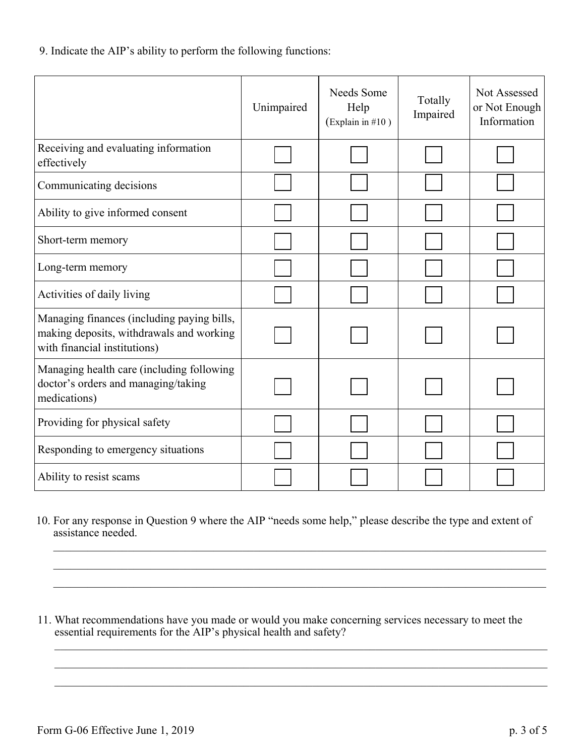9. Indicate the AIP's ability to perform the following functions:

| | Unimpaired | Needs Some Help (Explain in #10 ) | Totally Impaired | Not Assessed or Not Enough Information |
|---|---|---|---|---|
| Receiving and evaluating information effectively | ☐ | ☐ | ☐ | ☐ |
| Communicating decisions | ☐ | ☐ | ☐ | ☐ |
| Ability to give informed consent | ☐ | ☐ | ☐ | ☐ |
| Short-term memory | ☐ | ☐ | ☐ | ☐ |
| Long-term memory | ☐ | ☐ | ☐ | ☐ |
| Activities of daily living | ☐ | ☐ | ☐ | ☐ |
| Managing finances (including paying bills, making deposits, withdrawals and working with financial institutions) | ☐ | ☐ | ☐ | ☐ |
| Managing health care (including following doctor's orders and managing/taking medications) | ☐ | ☐ | ☐ | ☐ |
| Providing for physical safety | ☐ | ☐ | ☐ | ☐ |
| Responding to emergency situations | ☐ | ☐ | ☐ | ☐ |
| Ability to resist scams | ☐ | ☐ | ☐ | ☐ |

10. For any response in Question 9 where the AIP "needs some help," please describe the type and extent of assistance needed.

_______________________________________________________________________________

_______________________________________________________________________________

_______________________________________________________________________________

11. What recommendations have you made or would you make concerning services necessary to meet the essential requirements for the AIP's physical health and safety?

_______________________________________________________________________________

_______________________________________________________________________________

_______________________________________________________________________________

Form G-06 Effective June 1, 2019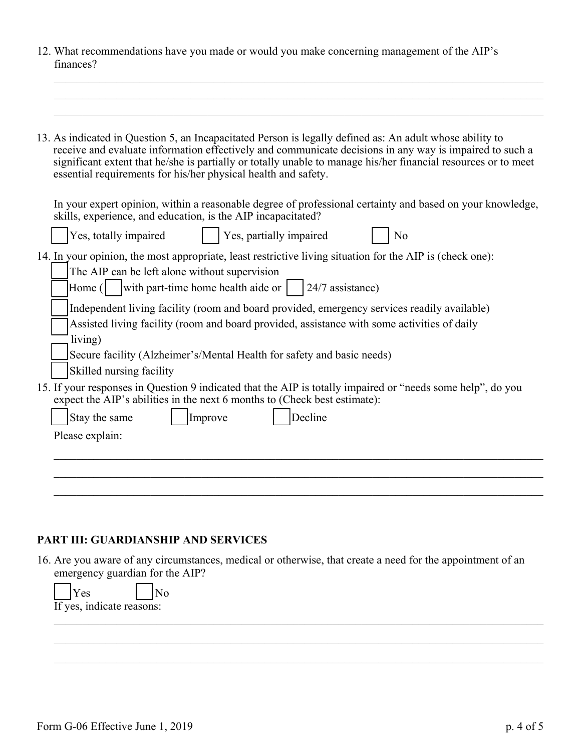12. What recommendations have you made or would you make concerning management of the AIP's finances?

______________________________________________________________________________
______________________________________________________________________________
______________________________________________________________________________

13. As indicated in Question 5, an Incapacitated Person is legally defined as: An adult whose ability to receive and evaluate information effectively and communicate decisions in any way is impaired to such a significant extent that he/she is partially or totally unable to manage his/her financial resources or to meet essential requirements for his/her physical health and safety.

    In your expert opinion, within a reasonable degree of professional certainty and based on your knowledge, skills, experience, and education, is the AIP incapacitated?

    ☐ Yes, totally impaired ☐ Yes, partially impaired ☐ No

14. In your opinion, the most appropriate, least restrictive living situation for the AIP is (check one):
    - ☐ The AIP can be left alone without supervision
    - ☐ Home ( ☐ with part-time home health aide or ☐ 24/7 assistance)
    - ☐ Independent living facility (room and board provided, emergency services readily available)
    - ☐ Assisted living facility (room and board provided, assistance with some activities of daily living)
    - ☐ Secure facility (Alzheimer's/Mental Health for safety and basic needs)
    - ☐ Skilled nursing facility

15. If your responses in Question 9 indicated that the AIP is totally impaired or "needs some help", do you expect the AIP's abilities in the next 6 months to (Check best estimate):

    ☐ Stay the same ☐ Improve ☐ Decline

    Please explain:

______________________________________________________________________________
______________________________________________________________________________
______________________________________________________________________________

## PART III: GUARDIANSHIP AND SERVICES

16. Are you aware of any circumstances, medical or otherwise, that create a need for the appointment of an emergency guardian for the AIP?

    ☐ Yes ☐ No

    If yes, indicate reasons:

______________________________________________________________________________
______________________________________________________________________________
______________________________________________________________________________

Form G-06 Effective June 1, 2019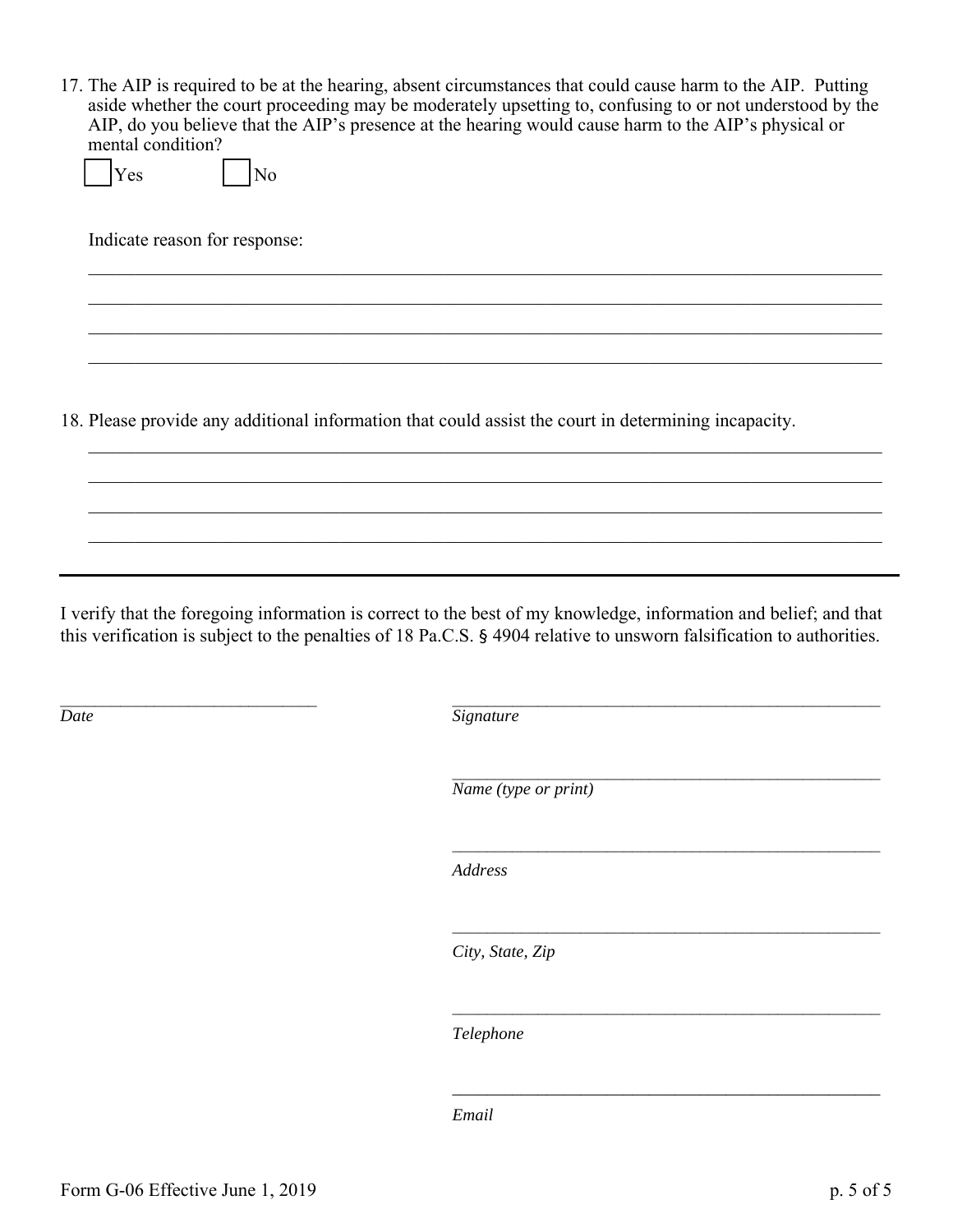17. The AIP is required to be at the hearing, absent circumstances that could cause harm to the AIP. Putting aside whether the court proceeding may be moderately upsetting to, confusing to or not understood by the AIP, do you believe that the AIP's presence at the hearing would cause harm to the AIP's physical or mental condition?

☐ Yes ☐ No

Indicate reason for response:

_______________________________________________________________________________

_______________________________________________________________________________

_______________________________________________________________________________

_______________________________________________________________________________

18. Please provide any additional information that could assist the court in determining incapacity.

_______________________________________________________________________________

_______________________________________________________________________________

_______________________________________________________________________________

_______________________________________________________________________________

---

I verify that the foregoing information is correct to the best of my knowledge, information and belief; and that this verification is subject to the penalties of 18 Pa.C.S. § 4904 relative to unsworn falsification to authorities.

______________________________
*Date*

______________________________
*Signature*

______________________________
*Name (type or print)*

______________________________
*Address*

______________________________
*City, State, Zip*

______________________________
*Telephone*

______________________________
*Email*

Form G-06 Effective June 1, 2019